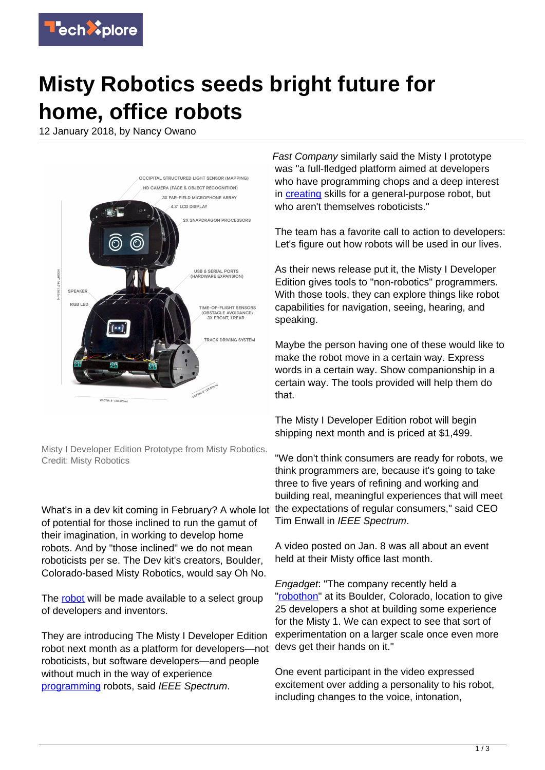# Misty Robotics seeds bright future for home, office robots

12 January 2018, by Nancy Owano

Misty I Developer Edition Prototype from Misty Robotics. Credit: Misty Robotics

What's in a dev kit coming in February? A whole lot of potential for those inclined to run the gamut of their imagination, in working to develop home robots. And by "those inclined" we do not mean roboticists per se. The Dev kit's creators, Boulder, Colorado-based Misty Robotics, would say Oh No.

The robot will be made available to a select group of developers and inventors.

They are introducing The Misty I Developer Edition robot next month as a platform for developers—not roboticists, but software developers—and people without much in the way of experience programming robots, said *IEEE Spectrum*.

*Fast Company* similarly said the Misty I prototype was "a full-fledged platform aimed at developers who have programming chops and a deep interest in creating skills for a general-purpose robot, but who aren't themselves roboticists."

The team has a favorite call to action to developers: Let's figure out how robots will be used in our lives.

As their news release put it, the Misty I Developer Edition gives tools to "non-robotics" programmers. With those tools, they can explore things like robot capabilities for navigation, seeing, hearing, and speaking.

Maybe the person having one of these would like to make the robot move in a certain way. Express words in a certain way. Show companionship in a certain way. The tools provided will help them do that.

The Misty I Developer Edition robot will begin shipping next month and is priced at $1,499.

"We don't think consumers are ready for robots, we think programmers are, because it's going to take three to five years of refining and working and building real, meaningful experiences that will meet the expectations of regular consumers," said CEO Tim Enwall in *IEEE Spectrum*.

A video posted on Jan. 8 was all about an event held at their Misty office last month.

*Engadget*: "The company recently held a "robothon" at its Boulder, Colorado, location to give 25 developers a shot at building some experience for the Misty 1. We can expect to see that sort of experimentation on a larger scale once even more devs get their hands on it."

One event participant in the video expressed excitement over adding a personality to his robot, including changes to the voice, intonation,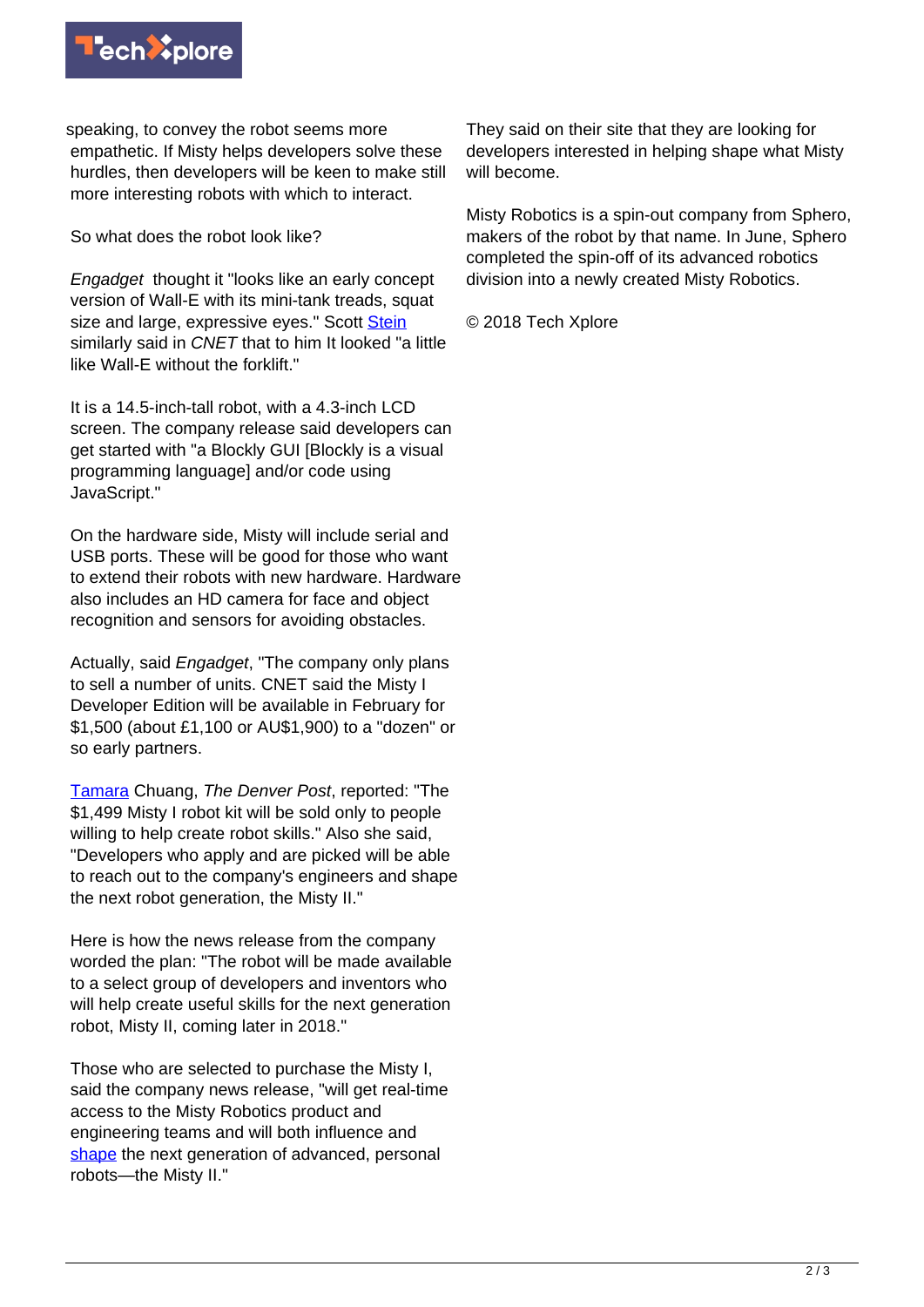speaking, to convey the robot seems more empathetic. If Misty helps developers solve these hurdles, then developers will be keen to make still more interesting robots with which to interact.

So what does the robot look like?

*Engadget* thought it "looks like an early concept version of Wall-E with its mini-tank treads, squat size and large, expressive eyes." Scott Stein similarly said in *CNET* that to him It looked "a little like Wall-E without the forklift."

It is a 14.5-inch-tall robot, with a 4.3-inch LCD screen. The company release said developers can get started with "a Blockly GUI [Blockly is a visual programming language] and/or code using JavaScript."

On the hardware side, Misty will include serial and USB ports. These will be good for those who want to extend their robots with new hardware. Hardware also includes an HD camera for face and object recognition and sensors for avoiding obstacles.

Actually, said *Engadget*, "The company only plans to sell a number of units. CNET said the Misty I Developer Edition will be available in February for $1,500 (about £1,100 or AU$1,900) to a "dozen" or so early partners.

Tamara Chuang, *The Denver Post*, reported: "The $1,499 Misty I robot kit will be sold only to people willing to help create robot skills." Also she said, "Developers who apply and are picked will be able to reach out to the company's engineers and shape the next robot generation, the Misty II."

Here is how the news release from the company worded the plan: "The robot will be made available to a select group of developers and inventors who will help create useful skills for the next generation robot, Misty II, coming later in 2018."

Those who are selected to purchase the Misty I, said the company news release, "will get real-time access to the Misty Robotics product and engineering teams and will both influence and shape the next generation of advanced, personal robots—the Misty II."

They said on their site that they are looking for developers interested in helping shape what Misty will become.

Misty Robotics is a spin-out company from Sphero, makers of the robot by that name. In June, Sphero completed the spin-off of its advanced robotics division into a newly created Misty Robotics.

© 2018 Tech Xplore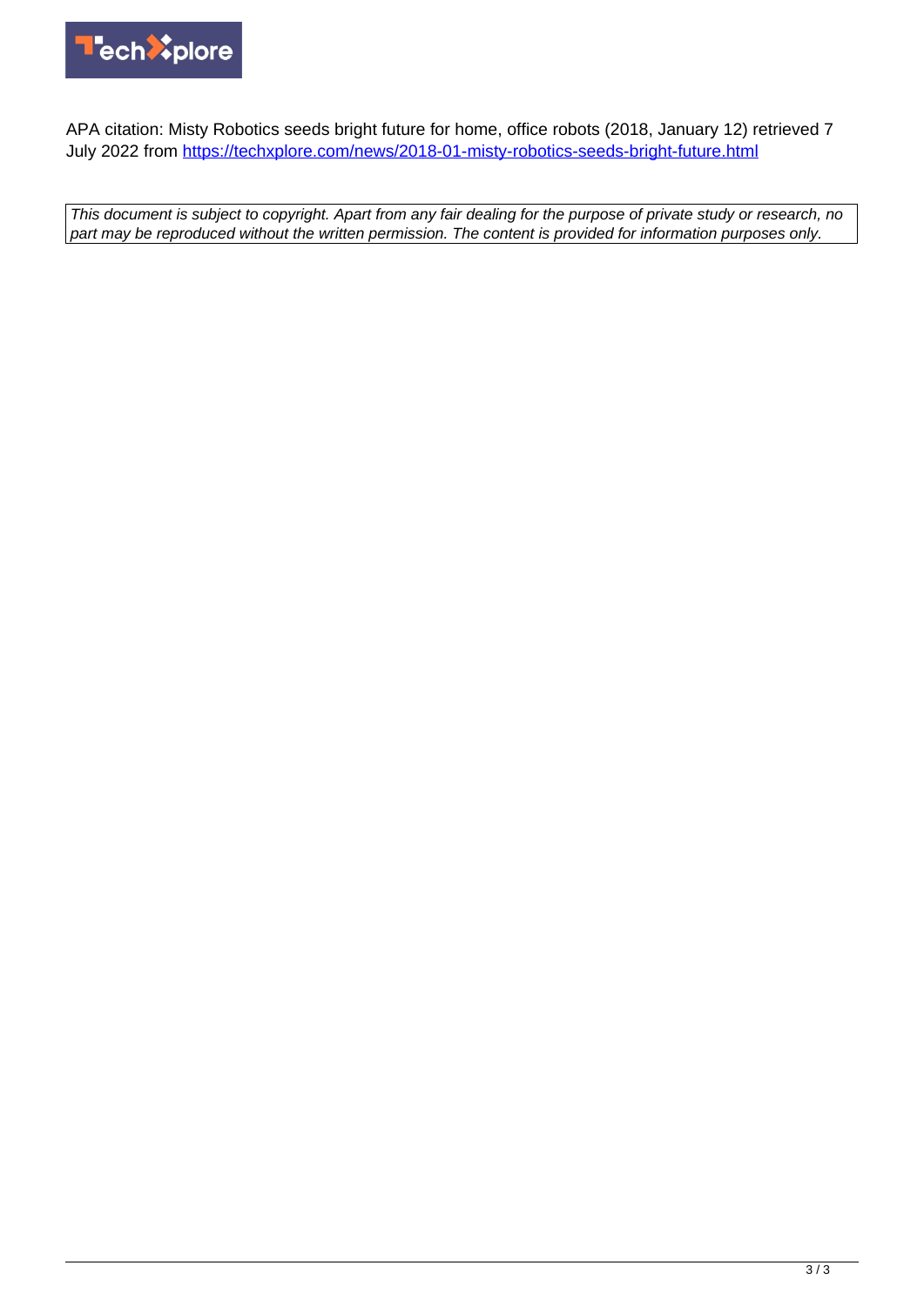APA citation: Misty Robotics seeds bright future for home, office robots (2018, January 12) retrieved 7 July 2022 from https://techxplore.com/news/2018-01-misty-robotics-seeds-bright-future.html

*This document is subject to copyright. Apart from any fair dealing for the purpose of private study or research, no part may be reproduced without the written permission. The content is provided for information purposes only.*